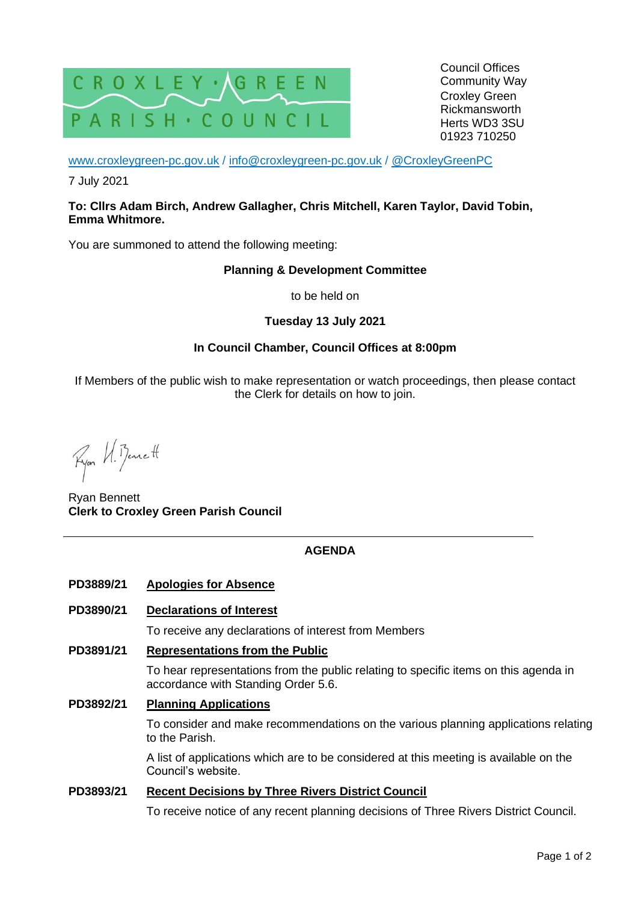CROXLEY · GREEN
PARISH · COUNCIL

Council Offices
Community Way
Croxley Green
Rickmansworth
Herts WD3 3SU
01923 710250

www.croxleygreen-pc.gov.uk / info@croxleygreen-pc.gov.uk / @CroxleyGreenPC

7 July 2021

**To: Cllrs Adam Birch, Andrew Gallagher, Chris Mitchell, Karen Taylor, David Tobin, Emma Whitmore.**

You are summoned to attend the following meeting:

**Planning & Development Committee**

to be held on

**Tuesday 13 July 2021**

**In Council Chamber, Council Offices at 8:00pm**

If Members of the public wish to make representation or watch proceedings, then please contact the Clerk for details on how to join.

Ryan H. Bennett

Ryan Bennett
**Clerk to Croxley Green Parish Council**

---

## AGENDA

**PD3889/21** **Apologies for Absence**

**PD3890/21** **Declarations of Interest**

To receive any declarations of interest from Members

**PD3891/21** **Representations from the Public**

To hear representations from the public relating to specific items on this agenda in accordance with Standing Order 5.6.

**PD3892/21** **Planning Applications**

To consider and make recommendations on the various planning applications relating to the Parish.

A list of applications which are to be considered at this meeting is available on the Council's website.

**PD3893/21** **Recent Decisions by Three Rivers District Council**

To receive notice of any recent planning decisions of Three Rivers District Council.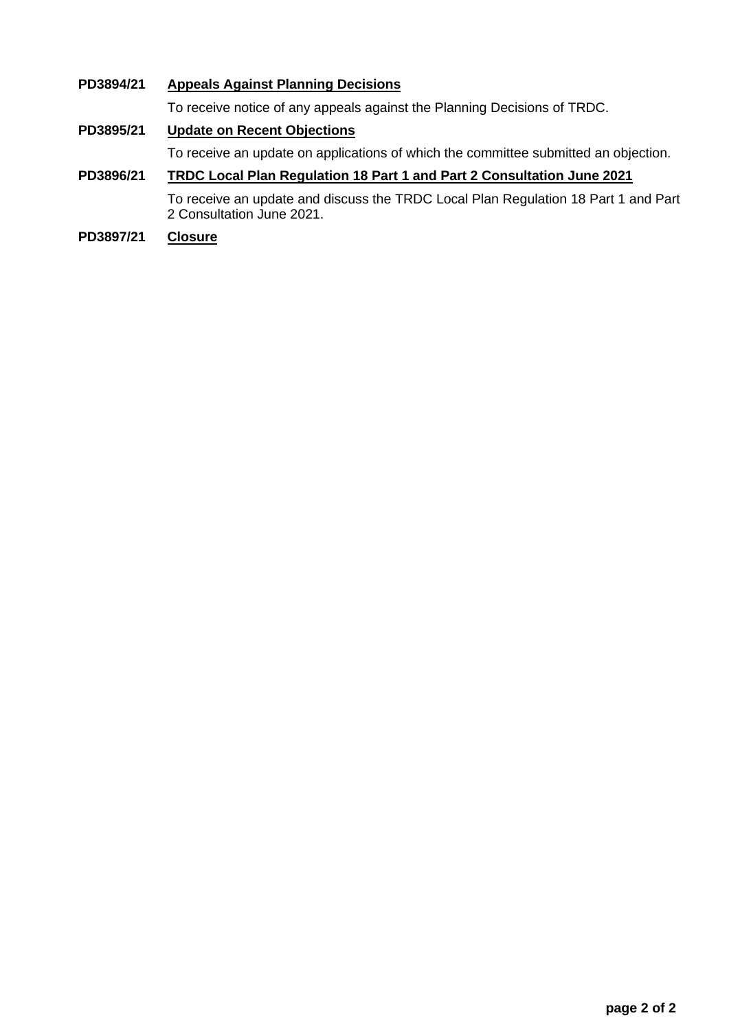**PD3894/21** **Appeals Against Planning Decisions**

To receive notice of any appeals against the Planning Decisions of TRDC.

**PD3895/21** **Update on Recent Objections**

To receive an update on applications of which the committee submitted an objection.

**PD3896/21** **TRDC Local Plan Regulation 18 Part 1 and Part 2 Consultation June 2021**

To receive an update and discuss the TRDC Local Plan Regulation 18 Part 1 and Part 2 Consultation June 2021.

**PD3897/21** **Closure**